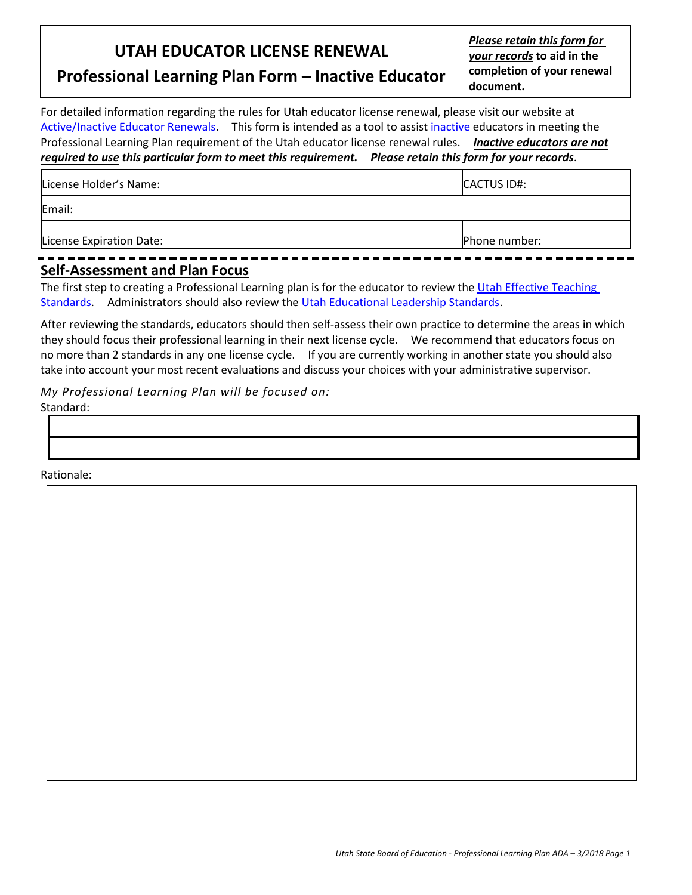| UTAH EDUCATOR LICENSE RENEWAL<br>Professional Learning Plan Form – Inactive Educator | ***Please retain this form for your records*** **to aid in the completion of your renewal document.** |
|---|---|

For detailed information regarding the rules for Utah educator license renewal, please visit our website at Active/Inactive Educator Renewals. This form is intended as a tool to assist inactive educators in meeting the Professional Learning Plan requirement of the Utah educator license renewal rules. ***Inactive educators are not required to use this particular form to meet this requirement.*** ***Please retain this form for your records***.

| License Holder's Name: | CACTUS ID#: |
|---|---|
| Email: | |
| License Expiration Date: | Phone number: |

## Self-Assessment and Plan Focus

The first step to creating a Professional Learning plan is for the educator to review the Utah Effective Teaching Standards. Administrators should also review the Utah Educational Leadership Standards.

After reviewing the standards, educators should then self-assess their own practice to determine the areas in which they should focus their professional learning in their next license cycle. We recommend that educators focus on no more than 2 standards in any one license cycle. If you are currently working in another state you should also take into account your most recent evaluations and discuss your choices with your administrative supervisor.

*My Professional Learning Plan will be focused on:*

Standard:

| |
|---|
| |
| |

Rationale:

| |
|---|
| |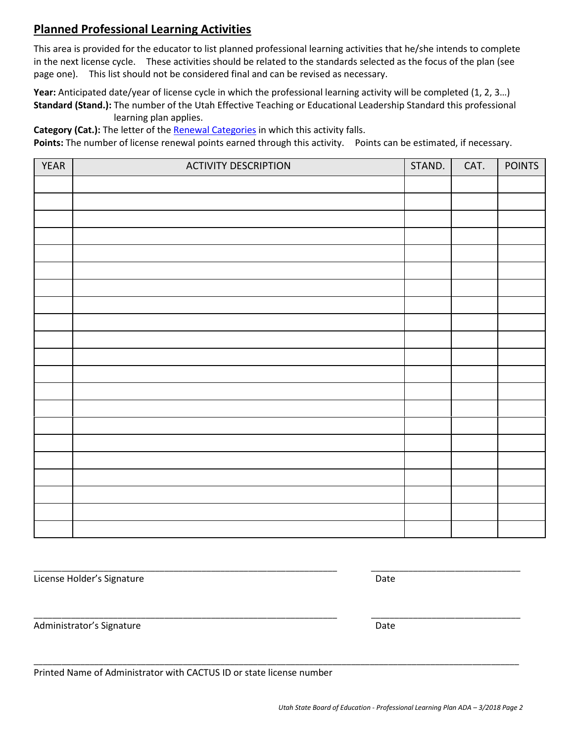## Planned Professional Learning Activities

This area is provided for the educator to list planned professional learning activities that he/she intends to complete in the next license cycle. These activities should be related to the standards selected as the focus of the plan (see page one). This list should not be considered final and can be revised as necessary.

**Year:** Anticipated date/year of license cycle in which the professional learning activity will be completed (1, 2, 3…)
**Standard (Stand.):** The number of the Utah Effective Teaching or Educational Leadership Standard this professional learning plan applies.
**Category (Cat.):** The letter of the Renewal Categories in which this activity falls.
**Points:** The number of license renewal points earned through this activity. Points can be estimated, if necessary.

| YEAR | ACTIVITY DESCRIPTION | STAND. | CAT. | POINTS |
| --- | --- | --- | --- | --- |
| | | | | |
| | | | | |
| | | | | |
| | | | | |
| | | | | |
| | | | | |
| | | | | |
| | | | | |
| | | | | |
| | | | | |
| | | | | |
| | | | | |
| | | | | |
| | | | | |
| | | | | |
| | | | | |
| | | | | |
| | | | | |
| | | | | |
| | | | | |
| | | | | |

_______________________________________________ _______________________
License Holder's Signature Date

_______________________________________________ _______________________
Administrator's Signature Date

_____________________________________________________________________________
Printed Name of Administrator with CACTUS ID or state license number